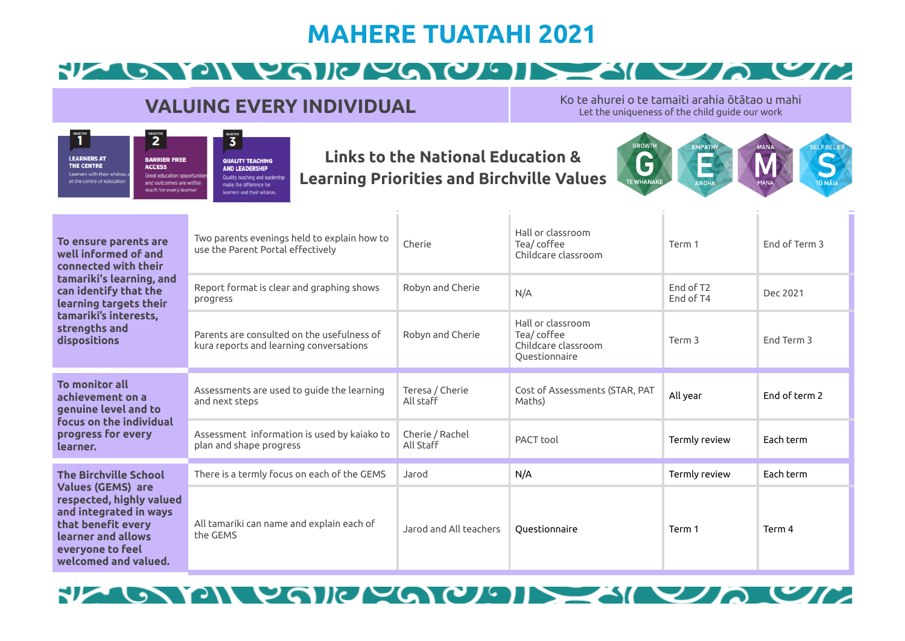# MAHERE TUATAHI 2021

## VALUING EVERY INDIVIDUAL

Ko te ahurei o te tamaiti arahia ōtātao u mahi
Let the uniqueness of the child guide our work

OBJECTIVE 1 — LEARNERS AT THE CENTRE — Learners with their whānau at the centre of education

OBJECTIVE 2 — BARRIER FREE ACCESS — Great education opportunities and outcomes are within reach for every learner

OBJECTIVE 3 — QUALITY TEACHING AND LEADERSHIP — Quality teaching and leadership make the difference for learners and their whānau

### Links to the National Education & Learning Priorities and Birchville Values

GROWTH G TE WHANAKE · EMPATHY E AROHA · MANA M MANA · SELF BELIEF S TŪ MĀIA

| | | | | | |
|---|---|---|---|---|---|
| **To ensure parents are well informed of and connected with their tamariki's learning, and can identify that the learning targets their tamariki's interests, strengths and dispositions** | Two parents evenings held to explain how to use the Parent Portal effectively | Cherie | Hall or classroom<br>Tea/ coffee<br>Childcare classroom | Term 1 | End of Term 3 |
| | Report format is clear and graphing shows progress | Robyn and Cherie | N/A | End of T2<br>End of T4 | Dec 2021 |
| | Parents are consulted on the usefulness of kura reports and learning conversations | Robyn and Cherie | Hall or classroom<br>Tea/ coffee<br>Childcare classroom<br>Questionnaire | Term 3 | End Term 3 |
| **To monitor all achievement on a genuine level and to focus on the individual progress for every learner.** | Assessments are used to guide the learning and next steps | Teresa / Cherie<br>All staff | Cost of Assessments (STAR, PAT Maths) | All year | End of term 2 |
| | Assessment information is used by kaiako to plan and shape progress | Cherie / Rachel<br>All Staff | PACT tool | Termly review | Each term |
| **The Birchville School Values (GEMS) are respected, highly valued and integrated in ways that benefit every learner and allows everyone to feel welcomed and valued.** | There is a termly focus on each of the GEMS | Jarod | N/A | Termly review | Each term |
| | All tamariki can name and explain each of the GEMS | Jarod and All teachers | Questionnaire | Term 1 | Term 4 |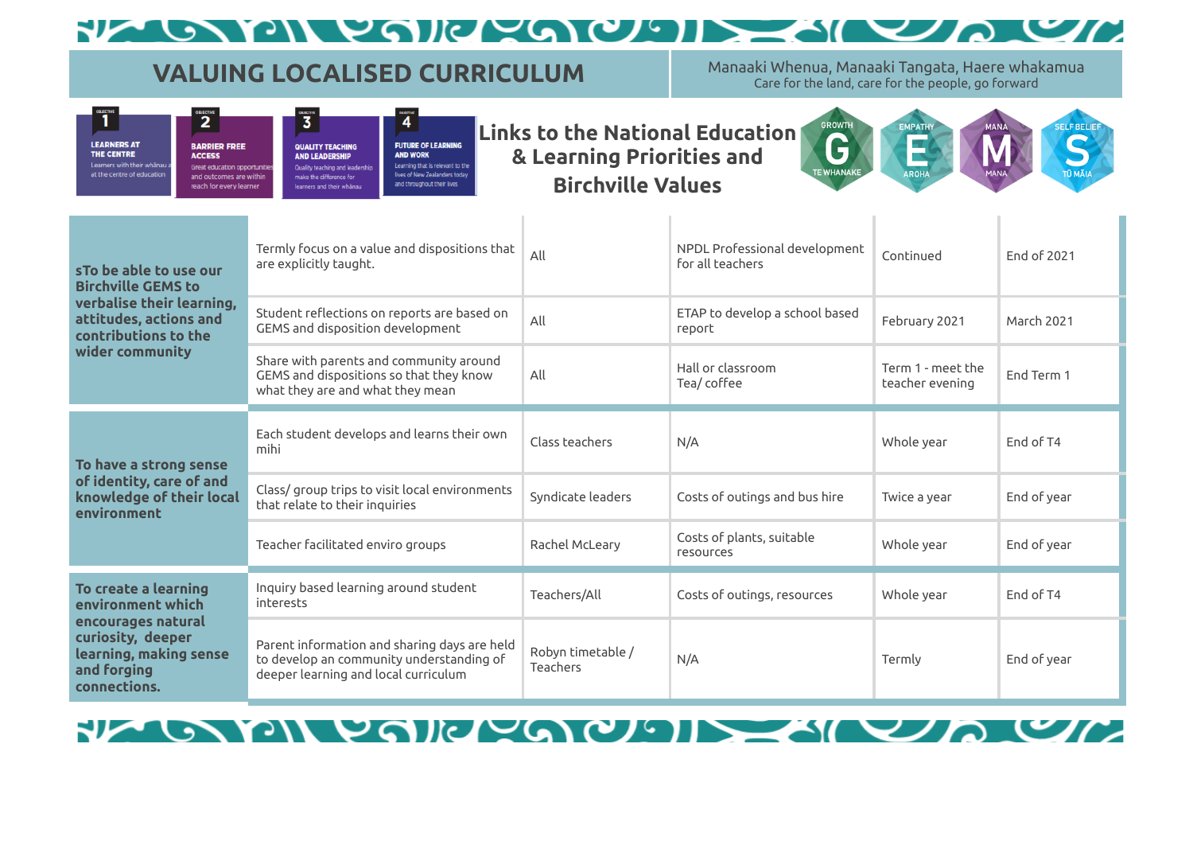# VALUING LOCALISED CURRICULUM

Manaaki Whenua, Manaaki Tangata, Haere whakamua
Care for the land, care for the people, go forward

**OBJECTIVE 1 — LEARNERS AT THE CENTRE**: Learners with their whānau at the centre of education

**OBJECTIVE 2 — BARRIER FREE ACCESS**: Great education opportunities and outcomes are within reach for every learner

**OBJECTIVE 3 — QUALITY TEACHING AND LEADERSHIP**: Quality teaching and leadership make the difference for learners and their whānau

**OBJECTIVE 4 — FUTURE OF LEARNING AND WORK**: Learning that is relevant to the lives of New Zealanders today and throughout their lives

## Links to the National Education & Learning Priorities and Birchville Values

GROWTH — G — TE WHANAKE | EMPATHY — E — AROHA | MANA — M — MANA | SELF BELIEF — S — TŪ MĀIA

| | | | | | |
|---|---|---|---|---|---|
| **sTo be able to use our Birchville GEMS to verbalise their learning, attitudes, actions and contributions to the wider community** | Termly focus on a value and dispositions that are explicitly taught. | All | NPDL Professional development for all teachers | Continued | End of 2021 |
| | Student reflections on reports are based on GEMS and disposition development | All | ETAP to develop a school based report | February 2021 | March 2021 |
| | Share with parents and community around GEMS and dispositions so that they know what they are and what they mean | All | Hall or classroom Tea/ coffee | Term 1 - meet the teacher evening | End Term 1 |
| **To have a strong sense of identity, care of and knowledge of their local environment** | Each student develops and learns their own mihi | Class teachers | N/A | Whole year | End of T4 |
| | Class/ group trips to visit local environments that relate to their inquiries | Syndicate leaders | Costs of outings and bus hire | Twice a year | End of year |
| | Teacher facilitated enviro groups | Rachel McLeary | Costs of plants, suitable resources | Whole year | End of year |
| **To create a learning environment which encourages natural curiosity, deeper learning, making sense and forging connections.** | Inquiry based learning around student interests | Teachers/All | Costs of outings, resources | Whole year | End of T4 |
| | Parent information and sharing days are held to develop an community understanding of deeper learning and local curriculum | Robyn timetable / Teachers | N/A | Termly | End of year |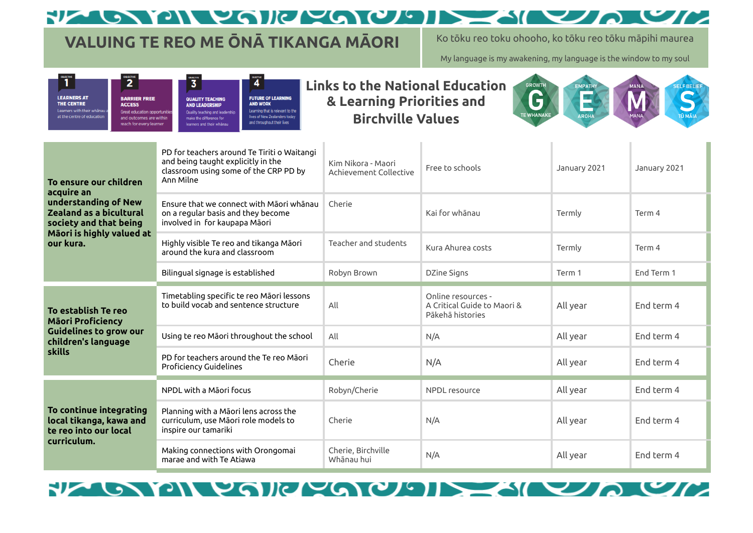# VALUING TE REO ME ŌNĀ TIKANGA MĀORI

Ko tōku reo toku ohooho, ko tōku reo tōku māpihi maurea

My language is my awakening, my language is the window to my soul

OBJECTIVE 1 **LEARNERS AT THE CENTRE** Learners with their whānau at the centre of education

OBJECTIVE 2 **BARRIER FREE ACCESS** Great education opportunities and outcomes are within reach for every learner

OBJECTIVE 3 **QUALITY TEACHING AND LEADERSHIP** Quality teaching and leadership make the difference for learners and their whānau

OBJECTIVE 4 **FUTURE OF LEARNING AND WORK** Learning that is relevant to the lives of New Zealanders today and throughout their lives

## Links to the National Education & Learning Priorities and Birchville Values

GROWTH G TE WHANAKE — EMPATHY E AROHA — MANA M MANA — SELF BELIEF S TŪ MĀIA

| | | | | | |
|---|---|---|---|---|---|
| **To ensure our children acquire an understanding of New Zealand as a bicultural society and that being Māori is highly valued at our kura.** | PD for teachers around Te Tiriti o Waitangi and being taught explicitly in the classroom using some of the CRP PD by Ann Milne | Kim Nikora - Maori Achievement Collective | Free to schools | January 2021 | January 2021 |
| | Ensure that we connect with Māori whānau on a regular basis and they become involved in for kaupapa Māori | Cherie | Kai for whānau | Termly | Term 4 |
| | Highly visible Te reo and tikanga Māori around the kura and classroom | Teacher and students | Kura Ahurea costs | Termly | Term 4 |
| | Bilingual signage is established | Robyn Brown | DZine Signs | Term 1 | End Term 1 |
| **To establish Te reo Māori Proficiency Guidelines to grow our children's language skills** | Timetabling specific te reo Māori lessons to build vocab and sentence structure | All | Online resources - A Critical Guide to Maori & Pākehā histories | All year | End term 4 |
| | Using te reo Māori throughout the school | All | N/A | All year | End term 4 |
| | PD for teachers around the Te reo Māori Proficiency Guidelines | Cherie | N/A | All year | End term 4 |
| **To continue integrating local tikanga, kawa and te reo into our local curriculum.** | NPDL with a Māori focus | Robyn/Cherie | NPDL resource | All year | End term 4 |
| | Planning with a Māori lens across the curriculum, use Māori role models to inspire our tamariki | Cherie | N/A | All year | End term 4 |
| | Making connections with Orongomai marae and with Te Atiawa | Cherie, Birchville Whānau hui | N/A | All year | End term 4 |